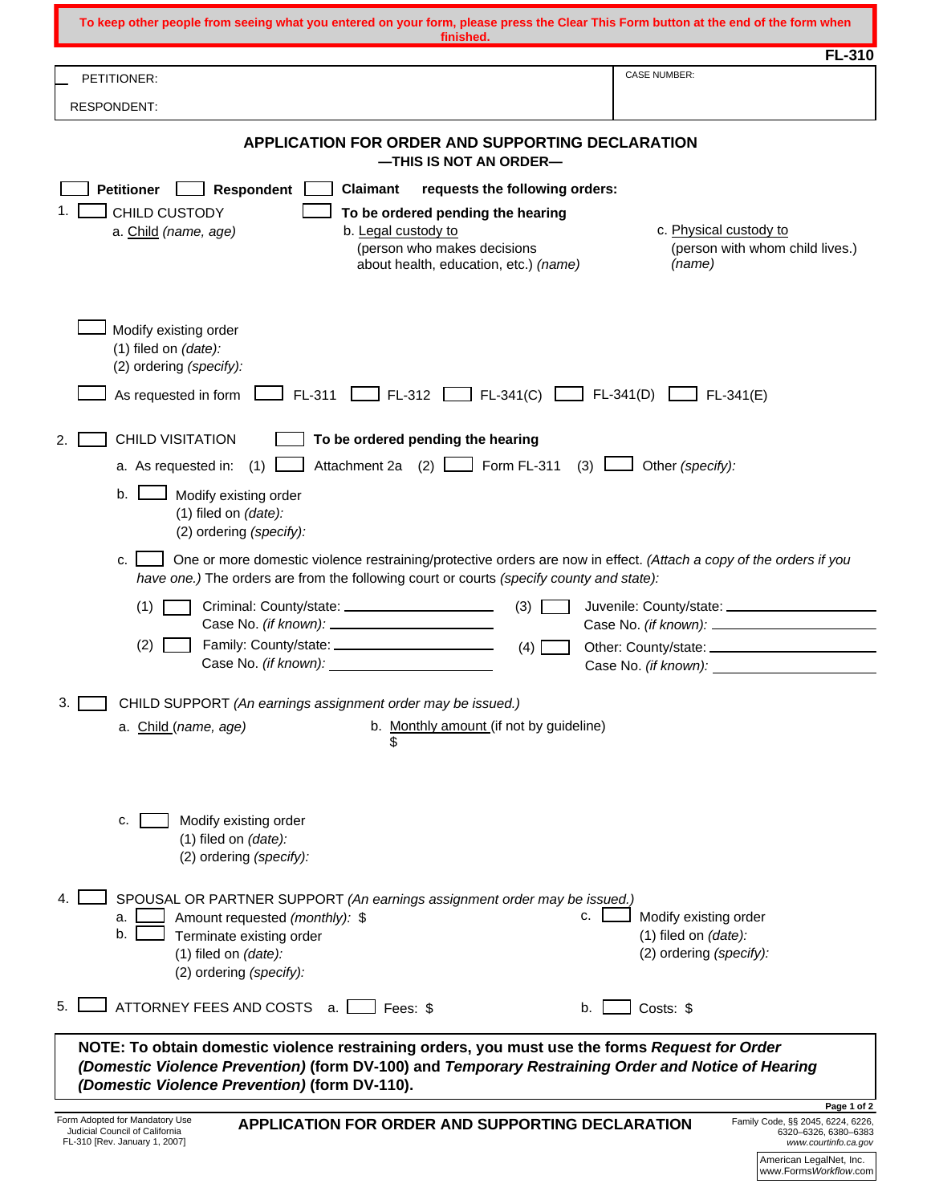To keep other people from seeing what you entered on your form, please press the Clear This Form button at the end of the form when finished.

FL-310

| PETITIONER: | CASE NUMBER: |
|---|---|
| RESPONDENT: | |

## APPLICATION FOR ORDER AND SUPPORTING DECLARATION
### —THIS IS NOT AN ORDER—

☐ **Petitioner** ☐ **Respondent** ☐ **Claimant** **requests the following orders:**

1. ☐ CHILD CUSTODY ☐ **To be ordered pending the hearing**
   - a. Child *(name, age)*
   - b. Legal custody to (person who makes decisions about health, education, etc.) *(name)*
   - c. Physical custody to (person with whom child lives.) *(name)*

   ☐ Modify existing order
   (1) filed on *(date):*
   (2) ordering *(specify):*

   ☐ As requested in form ☐ FL-311 ☐ FL-312 ☐ FL-341(C) ☐ FL-341(D) ☐ FL-341(E)

2. ☐ CHILD VISITATION ☐ **To be ordered pending the hearing**
   - a. As requested in: (1) ☐ Attachment 2a (2) ☐ Form FL-311 (3) ☐ Other *(specify):*
   - b. ☐ Modify existing order
     (1) filed on *(date):*
     (2) ordering *(specify):*
   - c. ☐ One or more domestic violence restraining/protective orders are now in effect. *(Attach a copy of the orders if you have one.)* The orders are from the following court or courts *(specify county and state):*
     - (1) ☐ Criminal: County/state: ______________ Case No. *(if known):* ______________
     - (2) ☐ Family: County/state: ______________ Case No. *(if known):* ______________
     - (3) ☐ Juvenile: County/state: ______________ Case No. *(if known):* ______________
     - (4) ☐ Other: County/state: ______________ Case No. *(if known):* ______________

3. ☐ CHILD SUPPORT *(An earnings assignment order may be issued.)*
   - a. Child *(name, age)*
   - b. Monthly amount (if not by guideline) $
   - c. ☐ Modify existing order
     (1) filed on *(date):*
     (2) ordering *(specify):*

4. ☐ SPOUSAL OR PARTNER SUPPORT *(An earnings assignment order may be issued.)*
   - a. ☐ Amount requested *(monthly):* $
   - b. ☐ Terminate existing order
     (1) filed on *(date):*
     (2) ordering *(specify):*
   - c. ☐ Modify existing order
     (1) filed on *(date):*
     (2) ordering *(specify):*

5. ☐ ATTORNEY FEES AND COSTS a. ☐ Fees: $ b. ☐ Costs: $

**NOTE: To obtain domestic violence restraining orders, you must use the forms *Request for Order (Domestic Violence Prevention)* (form DV-100) and *Temporary Restraining Order and Notice of Hearing (Domestic Violence Prevention)* (form DV-110).**

Form Adopted for Mandatory Use
Judicial Council of California
FL-310 [Rev. January 1, 2007]

**APPLICATION FOR ORDER AND SUPPORTING DECLARATION**

Family Code, §§ 2045, 6224, 6226, 6320–6326, 6380–6383
*www.courtinfo.ca.gov*

American LegalNet, Inc.
www.FormsWorkflow.com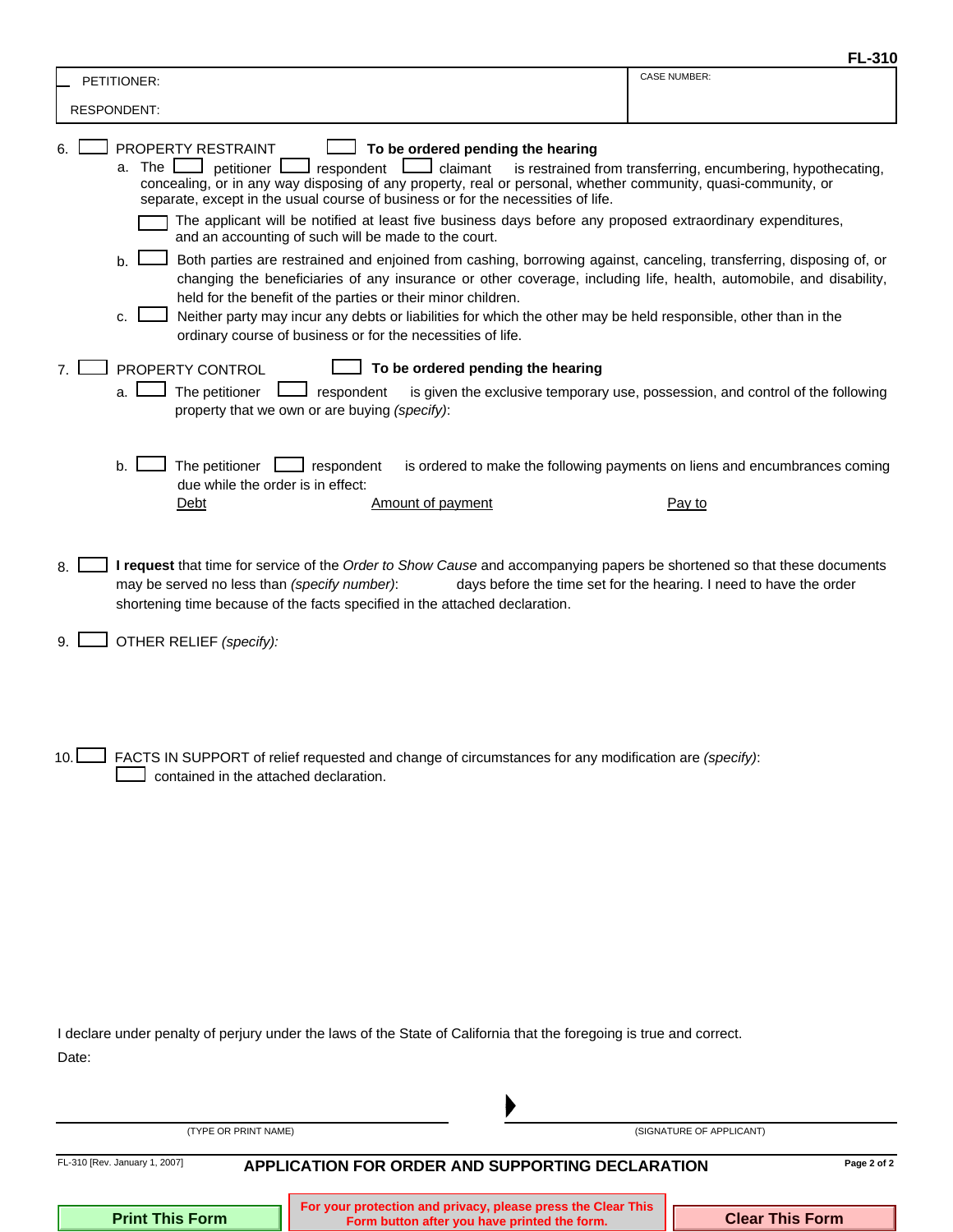FL-310

| PETITIONER: | CASE NUMBER: |
|---|---|
| RESPONDENT: | |

6. ☐ PROPERTY RESTRAINT ☐ **To be ordered pending the hearing**

   a. The ☐ petitioner ☐ respondent ☐ claimant is restrained from transferring, encumbering, hypothecating, concealing, or in any way disposing of any property, real or personal, whether community, quasi-community, or separate, except in the usual course of business or for the necessities of life.

   ☐ The applicant will be notified at least five business days before any proposed extraordinary expenditures, and an accounting of such will be made to the court.

   b. ☐ Both parties are restrained and enjoined from cashing, borrowing against, canceling, transferring, disposing of, or changing the beneficiaries of any insurance or other coverage, including life, health, automobile, and disability, held for the benefit of the parties or their minor children.

   c. ☐ Neither party may incur any debts or liabilities for which the other may be held responsible, other than in the ordinary course of business or for the necessities of life.

7. ☐ PROPERTY CONTROL ☐ **To be ordered pending the hearing**

   a. ☐ The petitioner ☐ respondent is given the exclusive temporary use, possession, and control of the following property that we own or are buying *(specify)*:

   b. ☐ The petitioner ☐ respondent is ordered to make the following payments on liens and encumbrances coming due while the order is in effect:

| Debt | Amount of payment | Pay to |
|---|---|---|

8. ☐ **I request** that time for service of the *Order to Show Cause* and accompanying papers be shortened so that these documents may be served no less than *(specify number)*: days before the time set for the hearing. I need to have the order shortening time because of the facts specified in the attached declaration.

9. ☐ OTHER RELIEF *(specify):*

10. ☐ FACTS IN SUPPORT of relief requested and change of circumstances for any modification are *(specify)*:
    ☐ contained in the attached declaration.

I declare under penalty of perjury under the laws of the State of California that the foregoing is true and correct.

Date:

_______________________________ (TYPE OR PRINT NAME)

▶ _______________________________ (SIGNATURE OF APPLICANT)

FL-310 [Rev. January 1, 2007]

**APPLICATION FOR ORDER AND SUPPORTING DECLARATION**

Print This Form | For your protection and privacy, please press the Clear This Form button after you have printed the form. | Clear This Form